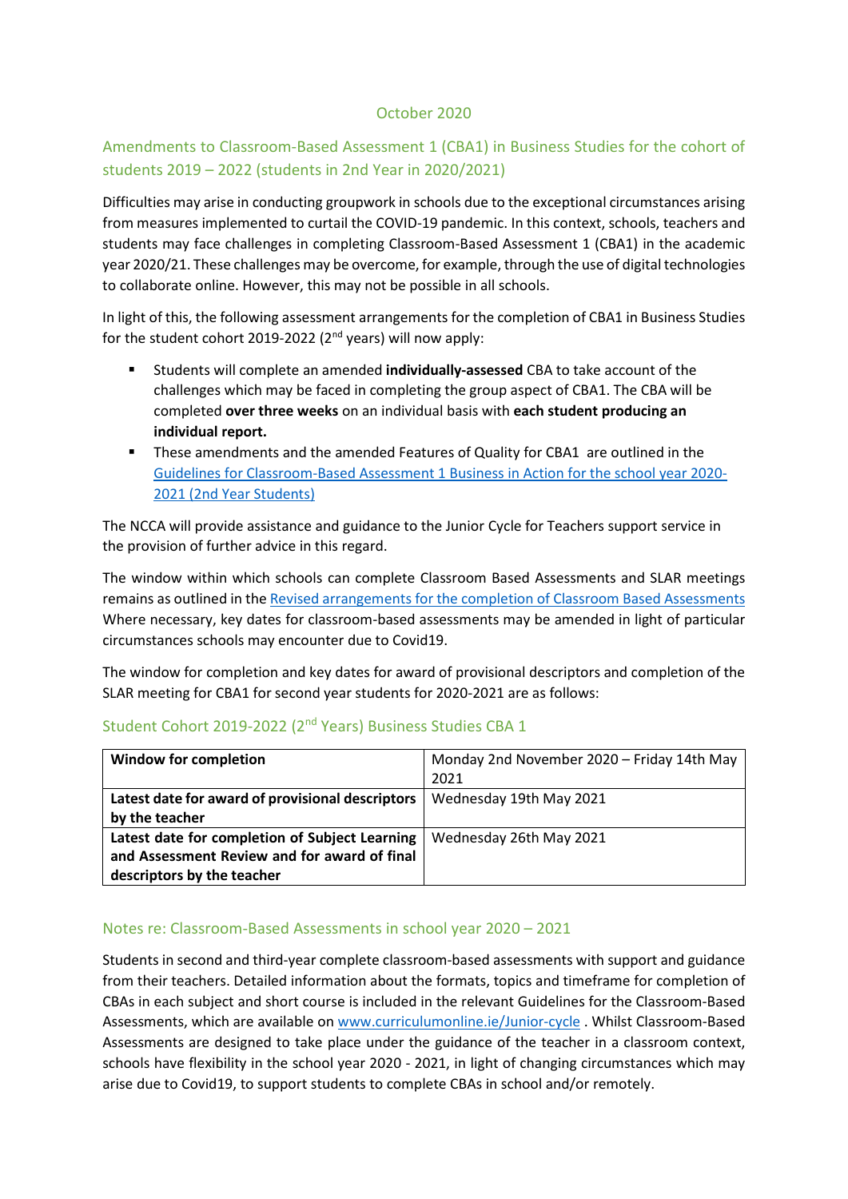October 2020

## Amendments to Classroom-Based Assessment 1 (CBA1) in Business Studies for the cohort of students 2019 – 2022 (students in 2nd Year in 2020/2021)

Difficulties may arise in conducting groupwork in schools due to the exceptional circumstances arising from measures implemented to curtail the COVID-19 pandemic. In this context, schools, teachers and students may face challenges in completing Classroom-Based Assessment 1 (CBA1) in the academic year 2020/21. These challenges may be overcome, for example, through the use of digital technologies to collaborate online. However, this may not be possible in all schools.

In light of this, the following assessment arrangements for the completion of CBA1 in Business Studies for the student cohort 2019-2022 (2nd years) will now apply:

- Students will complete an amended **individually-assessed** CBA to take account of the challenges which may be faced in completing the group aspect of CBA1. The CBA will be completed **over three weeks** on an individual basis with **each student producing an individual report.**
- These amendments and the amended Features of Quality for CBA1 are outlined in the [Guidelines for Classroom-Based Assessment 1 Business in Action for the school year 2020-2021 (2nd Year Students)]

The NCCA will provide assistance and guidance to the Junior Cycle for Teachers support service in the provision of further advice in this regard.

The window within which schools can complete Classroom Based Assessments and SLAR meetings remains as outlined in the [Revised arrangements for the completion of Classroom Based Assessments] Where necessary, key dates for classroom-based assessments may be amended in light of particular circumstances schools may encounter due to Covid19.

The window for completion and key dates for award of provisional descriptors and completion of the SLAR meeting for CBA1 for second year students for 2020-2021 are as follows:

### Student Cohort 2019-2022 (2nd Years) Business Studies CBA 1

| **Window for completion** | Monday 2nd November 2020 – Friday 14th May 2021 |
|---|---|
| **Latest date for award of provisional descriptors by the teacher** | Wednesday 19th May 2021 |
| **Latest date for completion of Subject Learning and Assessment Review and for award of final descriptors by the teacher** | Wednesday 26th May 2021 |

### Notes re: Classroom-Based Assessments in school year 2020 – 2021

Students in second and third-year complete classroom-based assessments with support and guidance from their teachers. Detailed information about the formats, topics and timeframe for completion of CBAs in each subject and short course is included in the relevant Guidelines for the Classroom-Based Assessments, which are available on www.curriculumonline.ie/Junior-cycle . Whilst Classroom-Based Assessments are designed to take place under the guidance of the teacher in a classroom context, schools have flexibility in the school year 2020 - 2021, in light of changing circumstances which may arise due to Covid19, to support students to complete CBAs in school and/or remotely.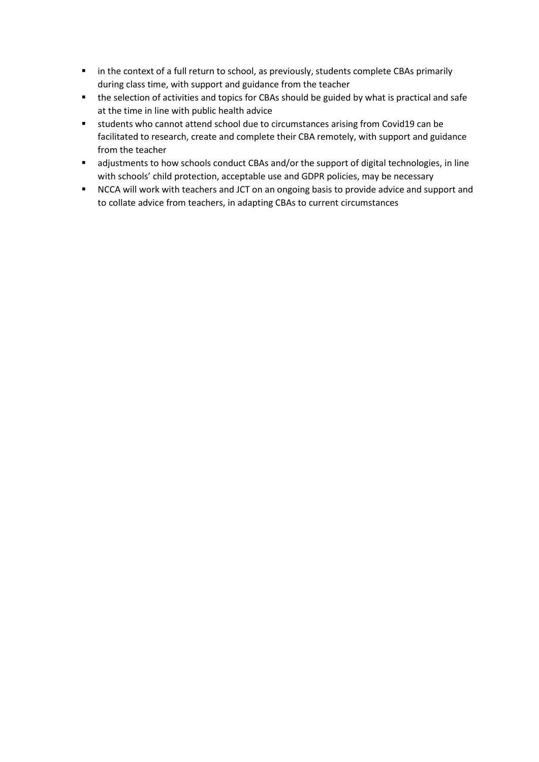- in the context of a full return to school, as previously, students complete CBAs primarily during class time, with support and guidance from the teacher
- the selection of activities and topics for CBAs should be guided by what is practical and safe at the time in line with public health advice
- students who cannot attend school due to circumstances arising from Covid19 can be facilitated to research, create and complete their CBA remotely, with support and guidance from the teacher
- adjustments to how schools conduct CBAs and/or the support of digital technologies, in line with schools' child protection, acceptable use and GDPR policies, may be necessary
- NCCA will work with teachers and JCT on an ongoing basis to provide advice and support and to collate advice from teachers, in adapting CBAs to current circumstances